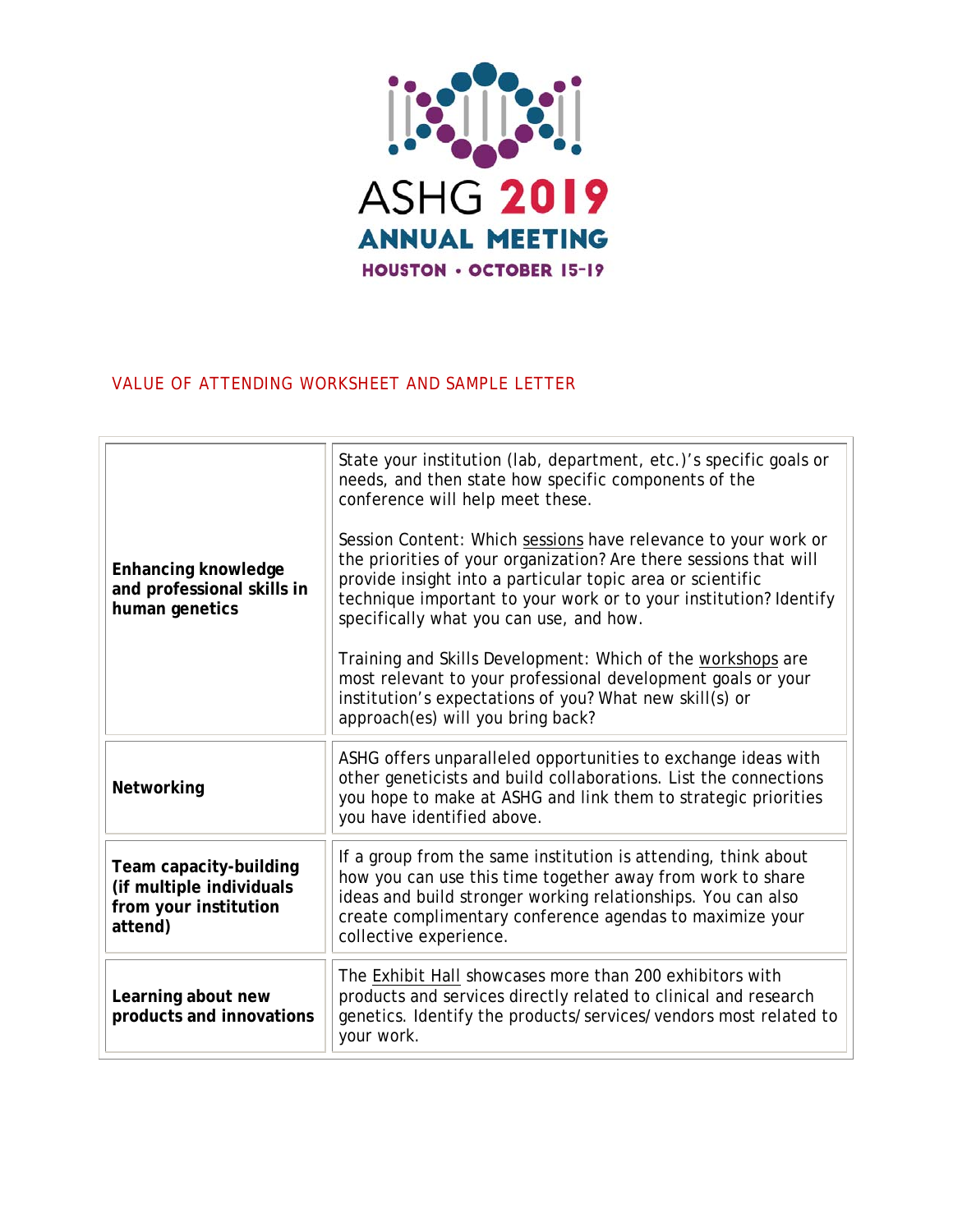# ASHG 2019 ANNUAL MEETING

**HOUSTON • OCTOBER 15-19**

## VALUE OF ATTENDING WORKSHEET AND SAMPLE LETTER

| | |
|---|---|
| **Enhancing knowledge and professional skills in human genetics** | State your institution (lab, department, etc.)'s specific goals or needs, and then state how specific components of the conference will help meet these.<br><br>Session Content: Which sessions have relevance to your work or the priorities of your organization? Are there sessions that will provide insight into a particular topic area or scientific technique important to your work or to your institution? Identify specifically what you can use, and how.<br><br>Training and Skills Development: Which of the workshops are most relevant to your professional development goals or your institution's expectations of you? What new skill(s) or approach(es) will you bring back? |
| **Networking** | ASHG offers unparalleled opportunities to exchange ideas with other geneticists and build collaborations. List the connections you hope to make at ASHG and link them to strategic priorities you have identified above. |
| **Team capacity-building (if multiple individuals from your institution attend)** | If a group from the same institution is attending, think about how you can use this time together away from work to share ideas and build stronger working relationships. You can also create complimentary conference agendas to maximize your collective experience. |
| **Learning about new products and innovations** | The Exhibit Hall showcases more than 200 exhibitors with products and services directly related to clinical and research genetics. Identify the products/services/vendors most related to your work. |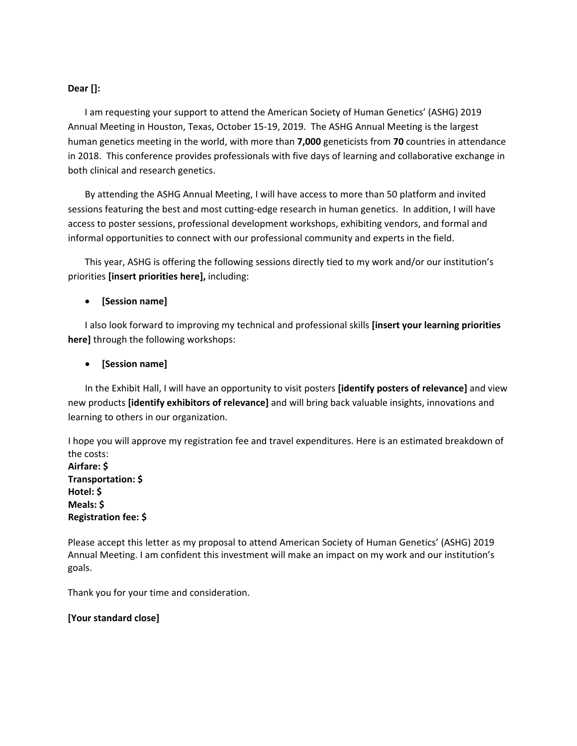**Dear []:**

I am requesting your support to attend the American Society of Human Genetics' (ASHG) 2019 Annual Meeting in Houston, Texas, October 15-19, 2019. The ASHG Annual Meeting is the largest human genetics meeting in the world, with more than **7,000** geneticists from **70** countries in attendance in 2018. This conference provides professionals with five days of learning and collaborative exchange in both clinical and research genetics.

By attending the ASHG Annual Meeting, I will have access to more than 50 platform and invited sessions featuring the best and most cutting-edge research in human genetics. In addition, I will have access to poster sessions, professional development workshops, exhibiting vendors, and formal and informal opportunities to connect with our professional community and experts in the field.

This year, ASHG is offering the following sessions directly tied to my work and/or our institution's priorities **[insert priorities here],** including:

- **[Session name]**

I also look forward to improving my technical and professional skills **[insert your learning priorities here]** through the following workshops:

- **[Session name]**

In the Exhibit Hall, I will have an opportunity to visit posters **[identify posters of relevance]** and view new products **[identify exhibitors of relevance]** and will bring back valuable insights, innovations and learning to others in our organization.

I hope you will approve my registration fee and travel expenditures. Here is an estimated breakdown of the costs:

**Airfare: $**
**Transportation: $**
**Hotel: $**
**Meals: $**
**Registration fee: $**

Please accept this letter as my proposal to attend American Society of Human Genetics' (ASHG) 2019 Annual Meeting. I am confident this investment will make an impact on my work and our institution's goals.

Thank you for your time and consideration.

**[Your standard close]**